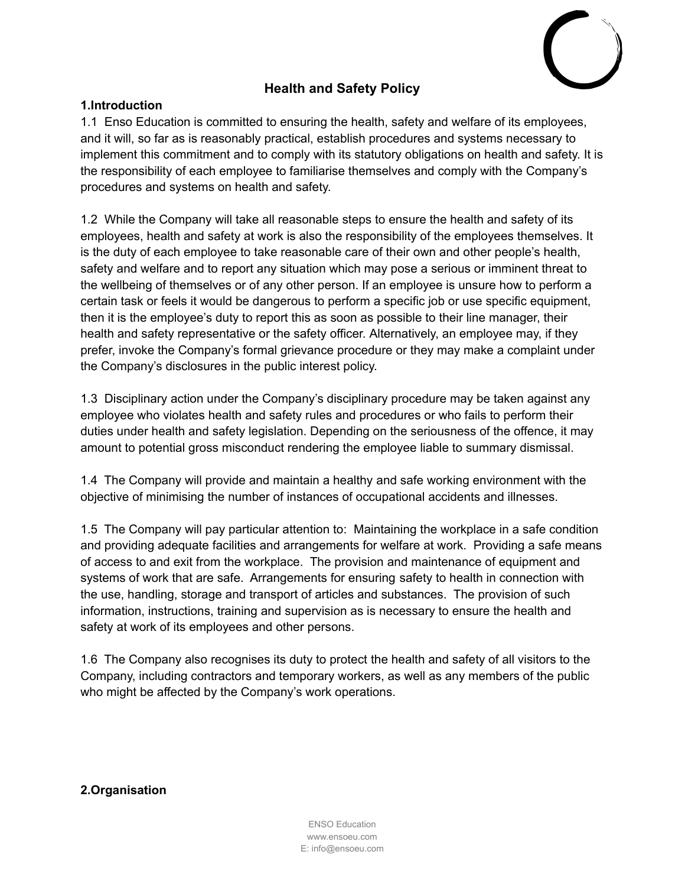# Health and Safety Policy

## 1.Introduction

1.1 Enso Education is committed to ensuring the health, safety and welfare of its employees, and it will, so far as is reasonably practical, establish procedures and systems necessary to implement this commitment and to comply with its statutory obligations on health and safety. It is the responsibility of each employee to familiarise themselves and comply with the Company's procedures and systems on health and safety.

1.2 While the Company will take all reasonable steps to ensure the health and safety of its employees, health and safety at work is also the responsibility of the employees themselves. It is the duty of each employee to take reasonable care of their own and other people's health, safety and welfare and to report any situation which may pose a serious or imminent threat to the wellbeing of themselves or of any other person. If an employee is unsure how to perform a certain task or feels it would be dangerous to perform a specific job or use specific equipment, then it is the employee's duty to report this as soon as possible to their line manager, their health and safety representative or the safety officer. Alternatively, an employee may, if they prefer, invoke the Company's formal grievance procedure or they may make a complaint under the Company's disclosures in the public interest policy.

1.3 Disciplinary action under the Company's disciplinary procedure may be taken against any employee who violates health and safety rules and procedures or who fails to perform their duties under health and safety legislation. Depending on the seriousness of the offence, it may amount to potential gross misconduct rendering the employee liable to summary dismissal.

1.4 The Company will provide and maintain a healthy and safe working environment with the objective of minimising the number of instances of occupational accidents and illnesses.

1.5 The Company will pay particular attention to: Maintaining the workplace in a safe condition and providing adequate facilities and arrangements for welfare at work. Providing a safe means of access to and exit from the workplace. The provision and maintenance of equipment and systems of work that are safe. Arrangements for ensuring safety to health in connection with the use, handling, storage and transport of articles and substances. The provision of such information, instructions, training and supervision as is necessary to ensure the health and safety at work of its employees and other persons.

1.6 The Company also recognises its duty to protect the health and safety of all visitors to the Company, including contractors and temporary workers, as well as any members of the public who might be affected by the Company's work operations.

## 2.Organisation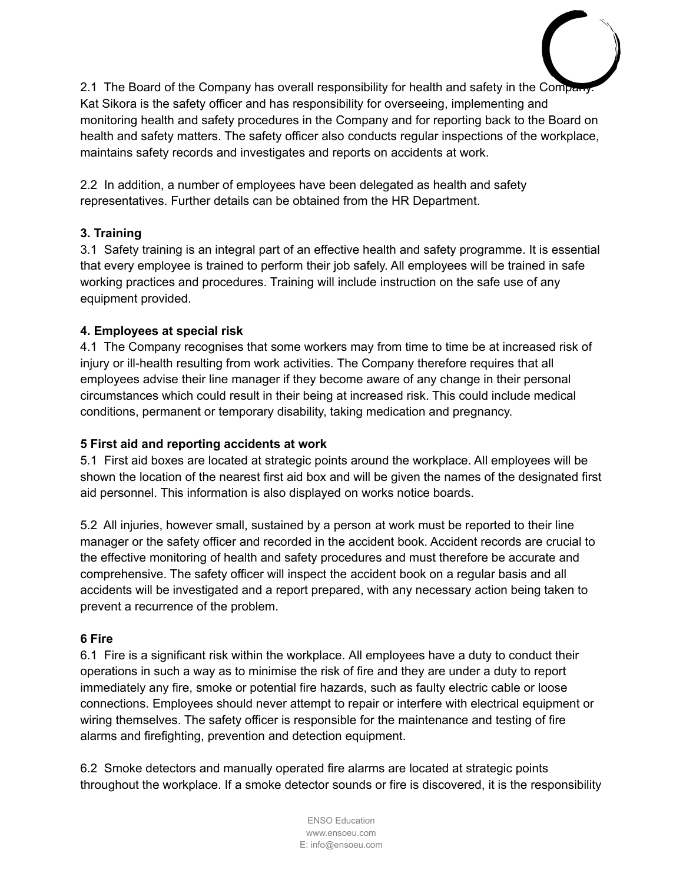2.1 The Board of the Company has overall responsibility for health and safety in the Company. Kat Sikora is the safety officer and has responsibility for overseeing, implementing and monitoring health and safety procedures in the Company and for reporting back to the Board on health and safety matters. The safety officer also conducts regular inspections of the workplace, maintains safety records and investigates and reports on accidents at work.

2.2 In addition, a number of employees have been delegated as health and safety representatives. Further details can be obtained from the HR Department.

**3. Training**

3.1 Safety training is an integral part of an effective health and safety programme. It is essential that every employee is trained to perform their job safely. All employees will be trained in safe working practices and procedures. Training will include instruction on the safe use of any equipment provided.

**4. Employees at special risk**

4.1 The Company recognises that some workers may from time to time be at increased risk of injury or ill-health resulting from work activities. The Company therefore requires that all employees advise their line manager if they become aware of any change in their personal circumstances which could result in their being at increased risk. This could include medical conditions, permanent or temporary disability, taking medication and pregnancy.

**5 First aid and reporting accidents at work**

5.1 First aid boxes are located at strategic points around the workplace. All employees will be shown the location of the nearest first aid box and will be given the names of the designated first aid personnel. This information is also displayed on works notice boards.

5.2 All injuries, however small, sustained by a person at work must be reported to their line manager or the safety officer and recorded in the accident book. Accident records are crucial to the effective monitoring of health and safety procedures and must therefore be accurate and comprehensive. The safety officer will inspect the accident book on a regular basis and all accidents will be investigated and a report prepared, with any necessary action being taken to prevent a recurrence of the problem.

**6 Fire**

6.1 Fire is a significant risk within the workplace. All employees have a duty to conduct their operations in such a way as to minimise the risk of fire and they are under a duty to report immediately any fire, smoke or potential fire hazards, such as faulty electric cable or loose connections. Employees should never attempt to repair or interfere with electrical equipment or wiring themselves. The safety officer is responsible for the maintenance and testing of fire alarms and firefighting, prevention and detection equipment.

6.2 Smoke detectors and manually operated fire alarms are located at strategic points throughout the workplace. If a smoke detector sounds or fire is discovered, it is the responsibility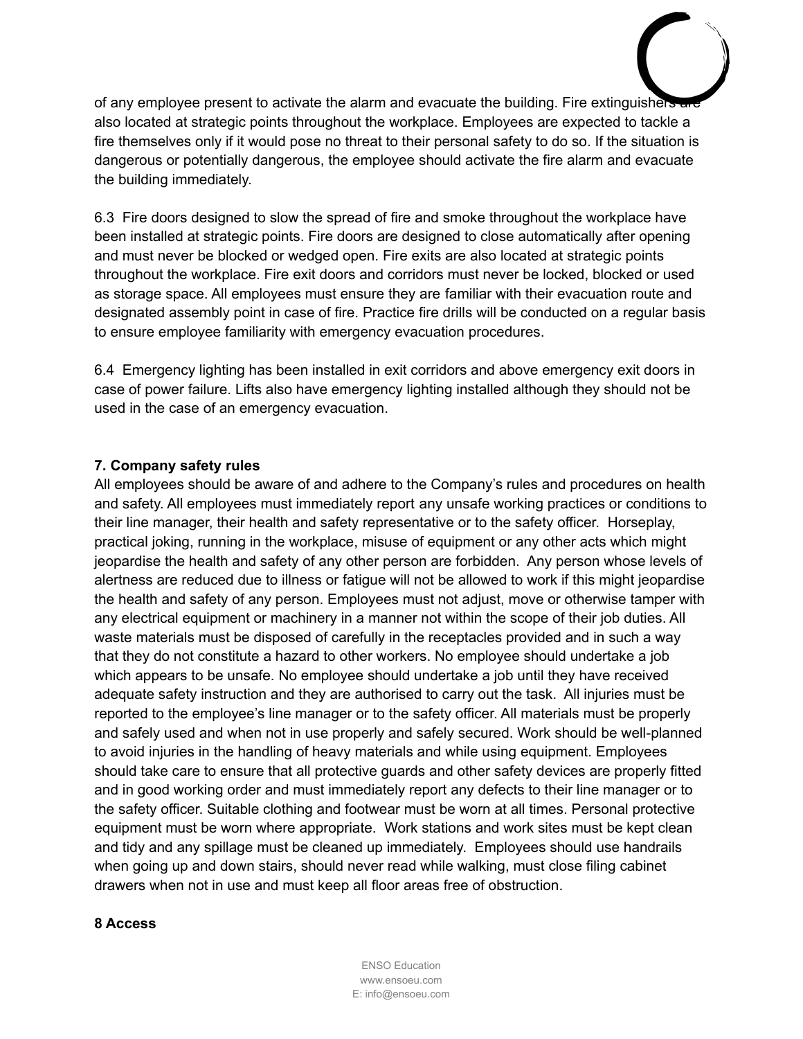of any employee present to activate the alarm and evacuate the building. Fire extinguishers are also located at strategic points throughout the workplace. Employees are expected to tackle a fire themselves only if it would pose no threat to their personal safety to do so. If the situation is dangerous or potentially dangerous, the employee should activate the fire alarm and evacuate the building immediately.

6.3 Fire doors designed to slow the spread of fire and smoke throughout the workplace have been installed at strategic points. Fire doors are designed to close automatically after opening and must never be blocked or wedged open. Fire exits are also located at strategic points throughout the workplace. Fire exit doors and corridors must never be locked, blocked or used as storage space. All employees must ensure they are familiar with their evacuation route and designated assembly point in case of fire. Practice fire drills will be conducted on a regular basis to ensure employee familiarity with emergency evacuation procedures.

6.4 Emergency lighting has been installed in exit corridors and above emergency exit doors in case of power failure. Lifts also have emergency lighting installed although they should not be used in the case of an emergency evacuation.

**7. Company safety rules**

All employees should be aware of and adhere to the Company's rules and procedures on health and safety. All employees must immediately report any unsafe working practices or conditions to their line manager, their health and safety representative or to the safety officer. Horseplay, practical joking, running in the workplace, misuse of equipment or any other acts which might jeopardise the health and safety of any other person are forbidden. Any person whose levels of alertness are reduced due to illness or fatigue will not be allowed to work if this might jeopardise the health and safety of any person. Employees must not adjust, move or otherwise tamper with any electrical equipment or machinery in a manner not within the scope of their job duties. All waste materials must be disposed of carefully in the receptacles provided and in such a way that they do not constitute a hazard to other workers. No employee should undertake a job which appears to be unsafe. No employee should undertake a job until they have received adequate safety instruction and they are authorised to carry out the task. All injuries must be reported to the employee's line manager or to the safety officer. All materials must be properly and safely used and when not in use properly and safely secured. Work should be well-planned to avoid injuries in the handling of heavy materials and while using equipment. Employees should take care to ensure that all protective guards and other safety devices are properly fitted and in good working order and must immediately report any defects to their line manager or to the safety officer. Suitable clothing and footwear must be worn at all times. Personal protective equipment must be worn where appropriate. Work stations and work sites must be kept clean and tidy and any spillage must be cleaned up immediately. Employees should use handrails when going up and down stairs, should never read while walking, must close filing cabinet drawers when not in use and must keep all floor areas free of obstruction.

**8 Access**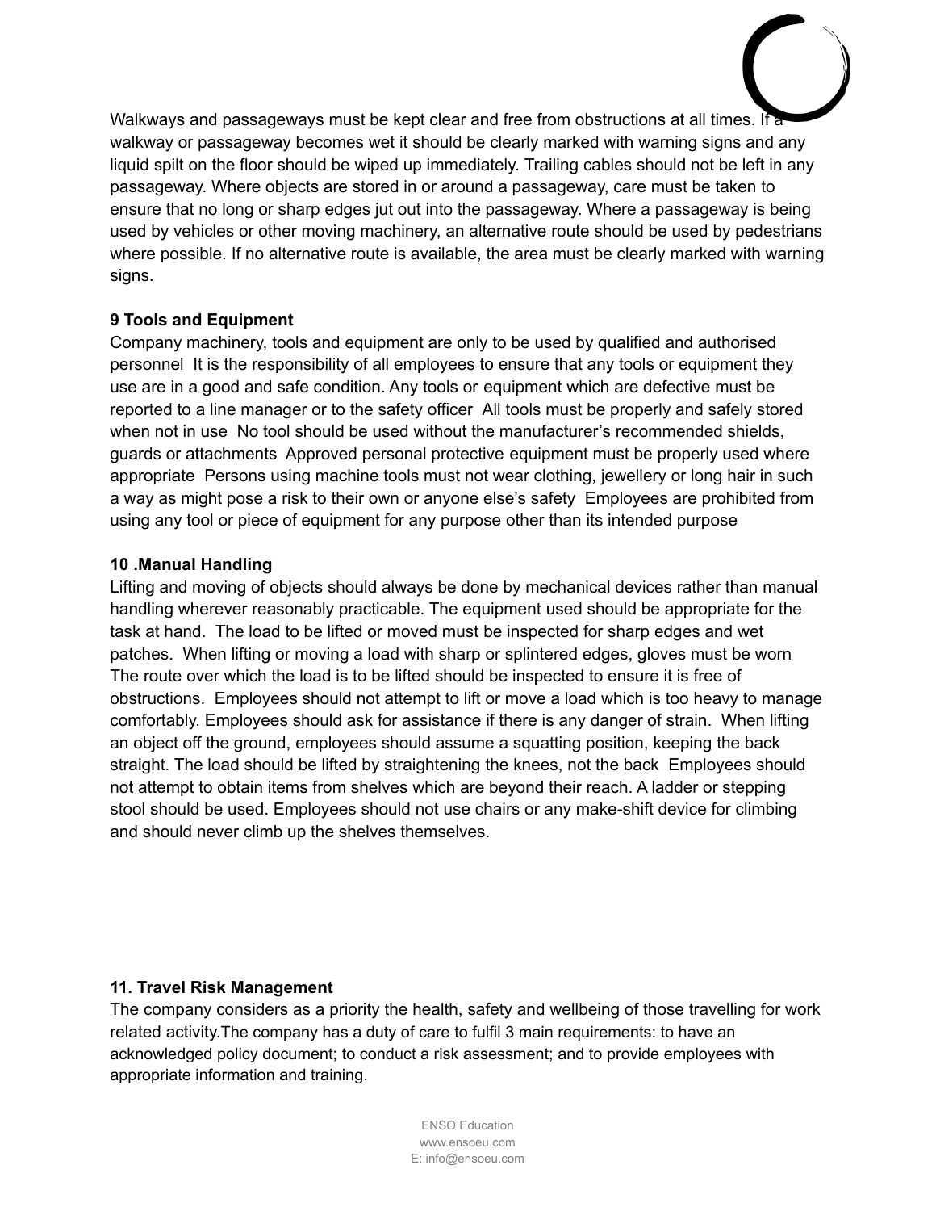Walkways and passageways must be kept clear and free from obstructions at all times. If a walkway or passageway becomes wet it should be clearly marked with warning signs and any liquid spilt on the floor should be wiped up immediately. Trailing cables should not be left in any passageway. Where objects are stored in or around a passageway, care must be taken to ensure that no long or sharp edges jut out into the passageway. Where a passageway is being used by vehicles or other moving machinery, an alternative route should be used by pedestrians where possible. If no alternative route is available, the area must be clearly marked with warning signs.

**9 Tools and Equipment**

Company machinery, tools and equipment are only to be used by qualified and authorised personnel  It is the responsibility of all employees to ensure that any tools or equipment they use are in a good and safe condition. Any tools or equipment which are defective must be reported to a line manager or to the safety officer  All tools must be properly and safely stored when not in use  No tool should be used without the manufacturer's recommended shields, guards or attachments  Approved personal protective equipment must be properly used where appropriate  Persons using machine tools must not wear clothing, jewellery or long hair in such a way as might pose a risk to their own or anyone else's safety  Employees are prohibited from using any tool or piece of equipment for any purpose other than its intended purpose

**10 .Manual Handling**

Lifting and moving of objects should always be done by mechanical devices rather than manual handling wherever reasonably practicable. The equipment used should be appropriate for the task at hand.  The load to be lifted or moved must be inspected for sharp edges and wet patches.  When lifting or moving a load with sharp or splintered edges, gloves must be worn The route over which the load is to be lifted should be inspected to ensure it is free of obstructions.  Employees should not attempt to lift or move a load which is too heavy to manage comfortably. Employees should ask for assistance if there is any danger of strain.  When lifting an object off the ground, employees should assume a squatting position, keeping the back straight. The load should be lifted by straightening the knees, not the back  Employees should not attempt to obtain items from shelves which are beyond their reach. A ladder or stepping stool should be used. Employees should not use chairs or any make-shift device for climbing and should never climb up the shelves themselves.

**11. Travel Risk Management**

The company considers as a priority the health, safety and wellbeing of those travelling for work related activity.The company has a duty of care to fulfil 3 main requirements: to have an acknowledged policy document; to conduct a risk assessment; and to provide employees with appropriate information and training.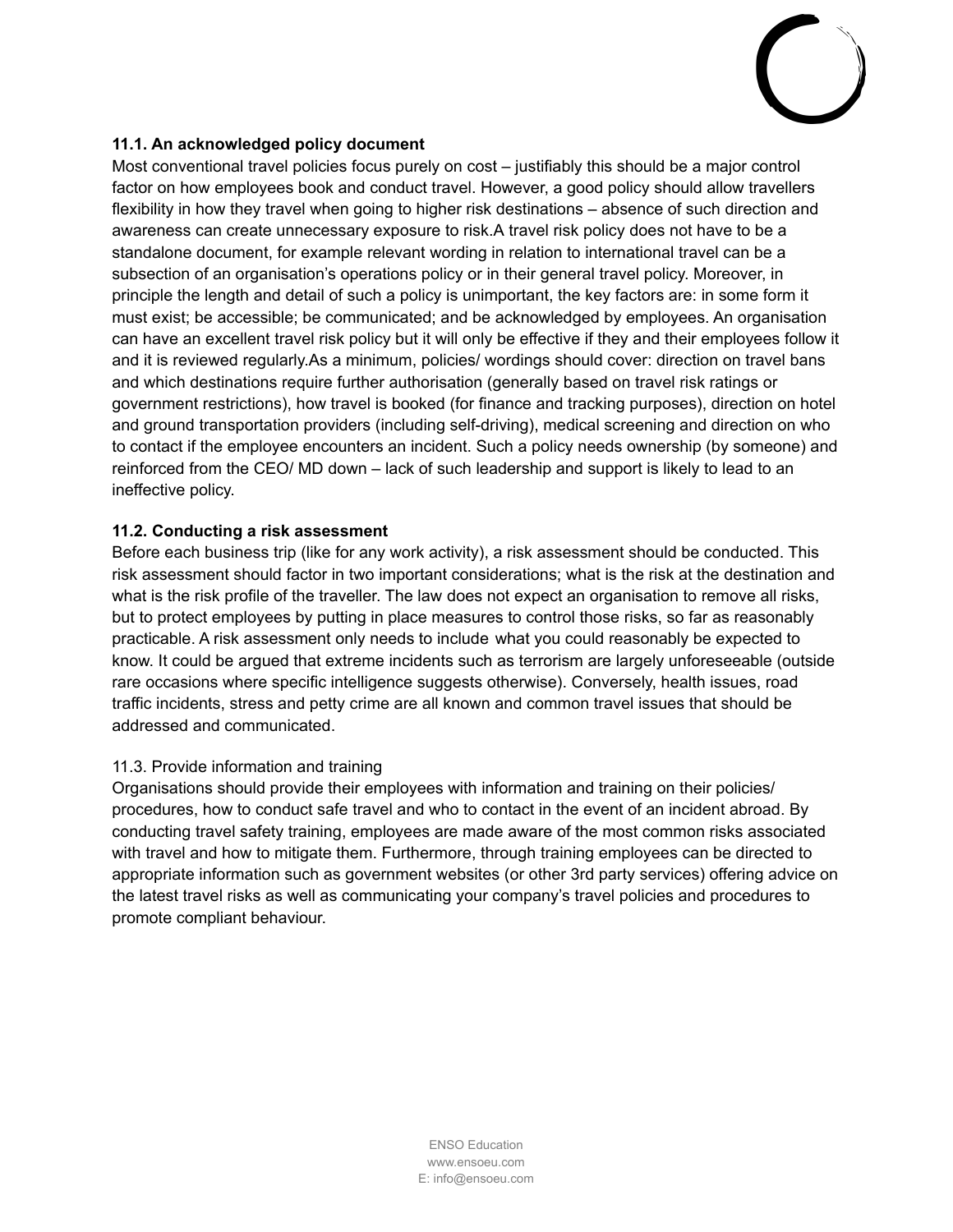**11.1. An acknowledged policy document**

Most conventional travel policies focus purely on cost – justifiably this should be a major control factor on how employees book and conduct travel. However, a good policy should allow travellers flexibility in how they travel when going to higher risk destinations – absence of such direction and awareness can create unnecessary exposure to risk.A travel risk policy does not have to be a standalone document, for example relevant wording in relation to international travel can be a subsection of an organisation's operations policy or in their general travel policy. Moreover, in principle the length and detail of such a policy is unimportant, the key factors are: in some form it must exist; be accessible; be communicated; and be acknowledged by employees. An organisation can have an excellent travel risk policy but it will only be effective if they and their employees follow it and it is reviewed regularly.As a minimum, policies/ wordings should cover: direction on travel bans and which destinations require further authorisation (generally based on travel risk ratings or government restrictions), how travel is booked (for finance and tracking purposes), direction on hotel and ground transportation providers (including self-driving), medical screening and direction on who to contact if the employee encounters an incident. Such a policy needs ownership (by someone) and reinforced from the CEO/ MD down – lack of such leadership and support is likely to lead to an ineffective policy.

**11.2. Conducting a risk assessment**

Before each business trip (like for any work activity), a risk assessment should be conducted. This risk assessment should factor in two important considerations; what is the risk at the destination and what is the risk profile of the traveller. The law does not expect an organisation to remove all risks, but to protect employees by putting in place measures to control those risks, so far as reasonably practicable. A risk assessment only needs to include what you could reasonably be expected to know. It could be argued that extreme incidents such as terrorism are largely unforeseeable (outside rare occasions where specific intelligence suggests otherwise). Conversely, health issues, road traffic incidents, stress and petty crime are all known and common travel issues that should be addressed and communicated.

11.3. Provide information and training

Organisations should provide their employees with information and training on their policies/ procedures, how to conduct safe travel and who to contact in the event of an incident abroad. By conducting travel safety training, employees are made aware of the most common risks associated with travel and how to mitigate them. Furthermore, through training employees can be directed to appropriate information such as government websites (or other 3rd party services) offering advice on the latest travel risks as well as communicating your company's travel policies and procedures to promote compliant behaviour.